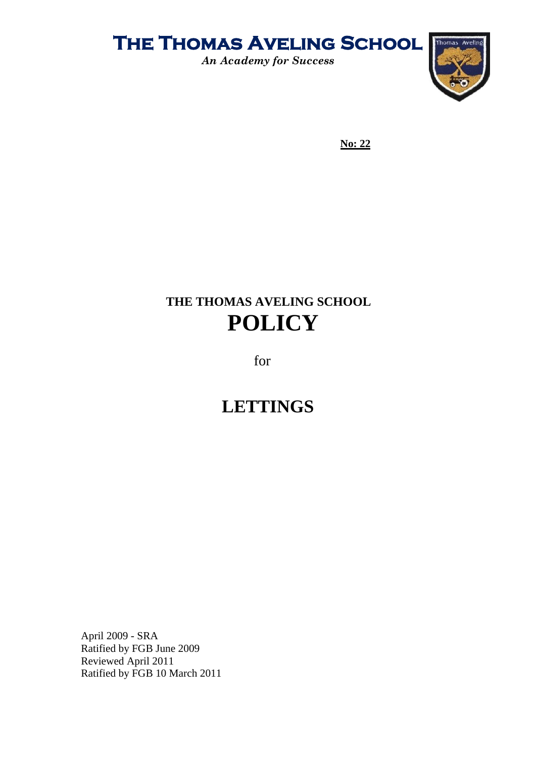# THE THOMAS AVELING SCHOOL

*An Academy for Success*

**No: 22**

## THE THOMAS AVELING SCHOOL

# POLICY

for

# LETTINGS

April 2009 - SRA
Ratified by FGB June 2009
Reviewed April 2011
Ratified by FGB 10 March 2011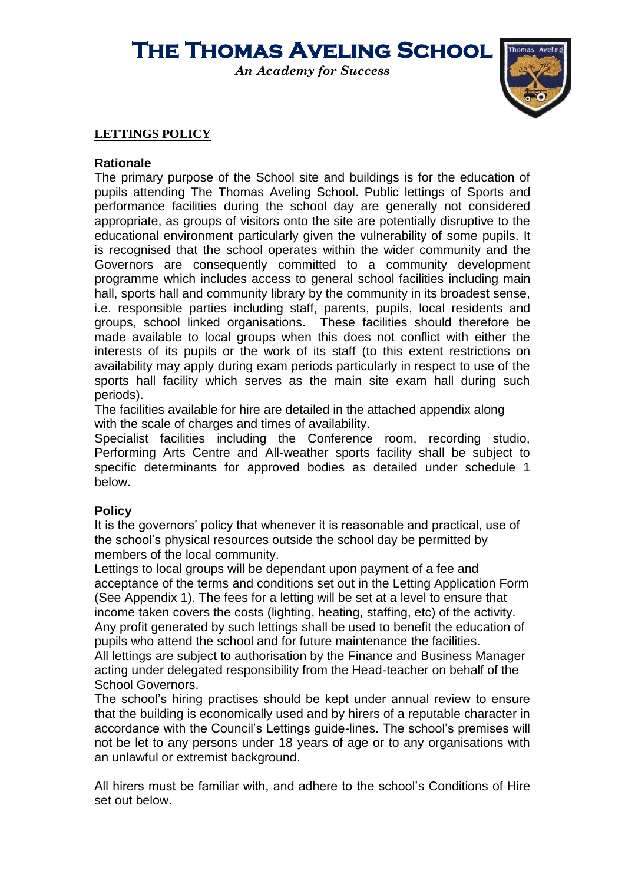# THE THOMAS AVELING SCHOOL

*An Academy for Success*

## LETTINGS POLICY

### Rationale

The primary purpose of the School site and buildings is for the education of pupils attending The Thomas Aveling School. Public lettings of Sports and performance facilities during the school day are generally not considered appropriate, as groups of visitors onto the site are potentially disruptive to the educational environment particularly given the vulnerability of some pupils. It is recognised that the school operates within the wider community and the Governors are consequently committed to a community development programme which includes access to general school facilities including main hall, sports hall and community library by the community in its broadest sense, i.e. responsible parties including staff, parents, pupils, local residents and groups, school linked organisations. These facilities should therefore be made available to local groups when this does not conflict with either the interests of its pupils or the work of its staff (to this extent restrictions on availability may apply during exam periods particularly in respect to use of the sports hall facility which serves as the main site exam hall during such periods).

The facilities available for hire are detailed in the attached appendix along with the scale of charges and times of availability.

Specialist facilities including the Conference room, recording studio, Performing Arts Centre and All-weather sports facility shall be subject to specific determinants for approved bodies as detailed under schedule 1 below.

### Policy

It is the governors' policy that whenever it is reasonable and practical, use of the school's physical resources outside the school day be permitted by members of the local community.

Lettings to local groups will be dependant upon payment of a fee and acceptance of the terms and conditions set out in the Letting Application Form (See Appendix 1). The fees for a letting will be set at a level to ensure that income taken covers the costs (lighting, heating, staffing, etc) of the activity. Any profit generated by such lettings shall be used to benefit the education of pupils who attend the school and for future maintenance the facilities.

All lettings are subject to authorisation by the Finance and Business Manager acting under delegated responsibility from the Head-teacher on behalf of the School Governors.

The school's hiring practises should be kept under annual review to ensure that the building is economically used and by hirers of a reputable character in accordance with the Council's Lettings guide-lines. The school's premises will not be let to any persons under 18 years of age or to any organisations with an unlawful or extremist background.

All hirers must be familiar with, and adhere to the school's Conditions of Hire set out below.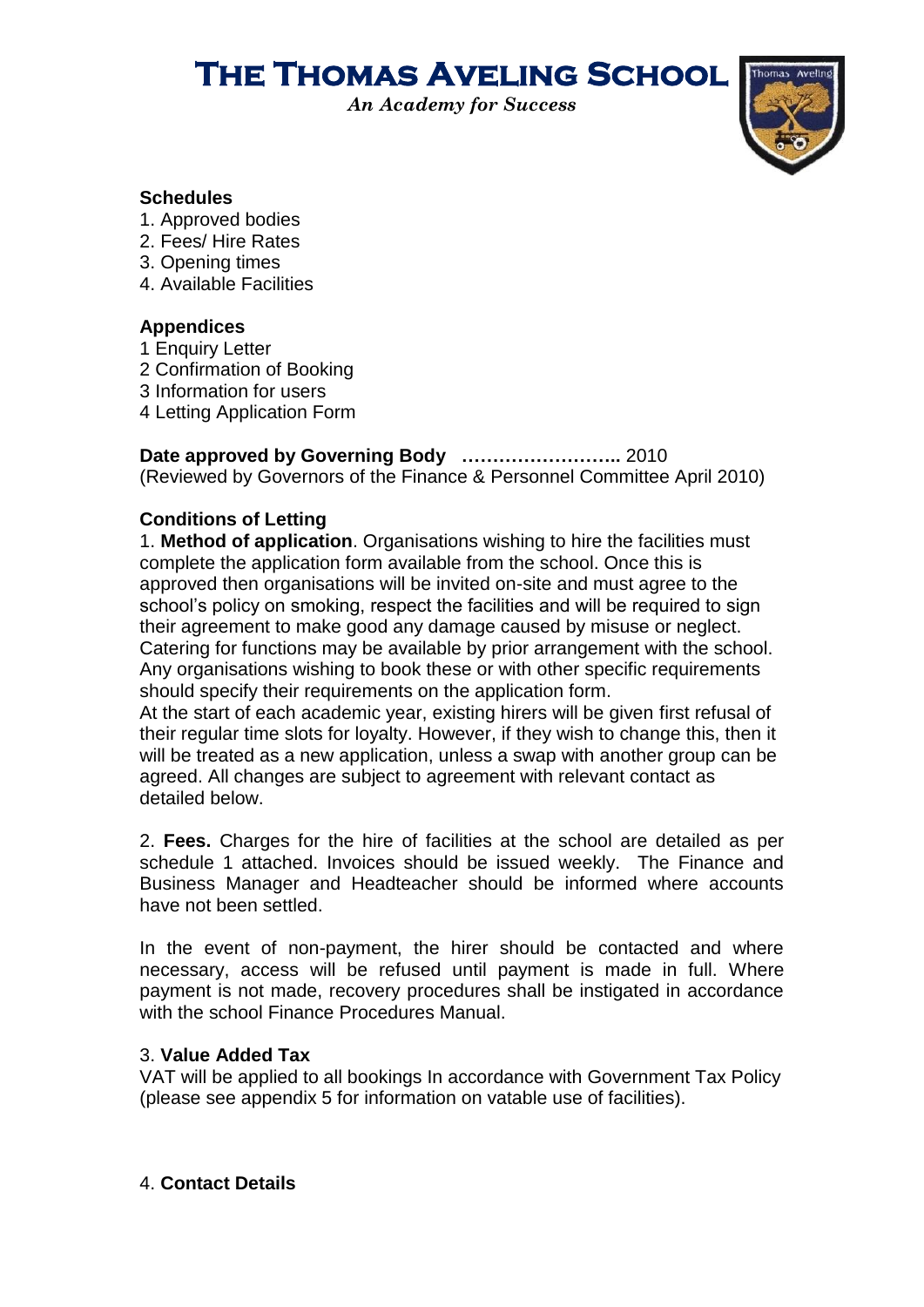# The Thomas Aveling School

*An Academy for Success*

**Schedules**
1. Approved bodies
2. Fees/ Hire Rates
3. Opening times
4. Available Facilities

**Appendices**
1 Enquiry Letter
2 Confirmation of Booking
3 Information for users
4 Letting Application Form

**Date approved by Governing Body ……………………..** 2010
(Reviewed by Governors of the Finance & Personnel Committee April 2010)

**Conditions of Letting**

1. **Method of application**. Organisations wishing to hire the facilities must complete the application form available from the school. Once this is approved then organisations will be invited on-site and must agree to the school's policy on smoking, respect the facilities and will be required to sign their agreement to make good any damage caused by misuse or neglect. Catering for functions may be available by prior arrangement with the school. Any organisations wishing to book these or with other specific requirements should specify their requirements on the application form.
At the start of each academic year, existing hirers will be given first refusal of their regular time slots for loyalty. However, if they wish to change this, then it will be treated as a new application, unless a swap with another group can be agreed. All changes are subject to agreement with relevant contact as detailed below.

2. **Fees.** Charges for the hire of facilities at the school are detailed as per schedule 1 attached. Invoices should be issued weekly. The Finance and Business Manager and Headteacher should be informed where accounts have not been settled.

In the event of non-payment, the hirer should be contacted and where necessary, access will be refused until payment is made in full. Where payment is not made, recovery procedures shall be instigated in accordance with the school Finance Procedures Manual.

3. **Value Added Tax**
VAT will be applied to all bookings In accordance with Government Tax Policy (please see appendix 5 for information on vatable use of facilities).

4. **Contact Details**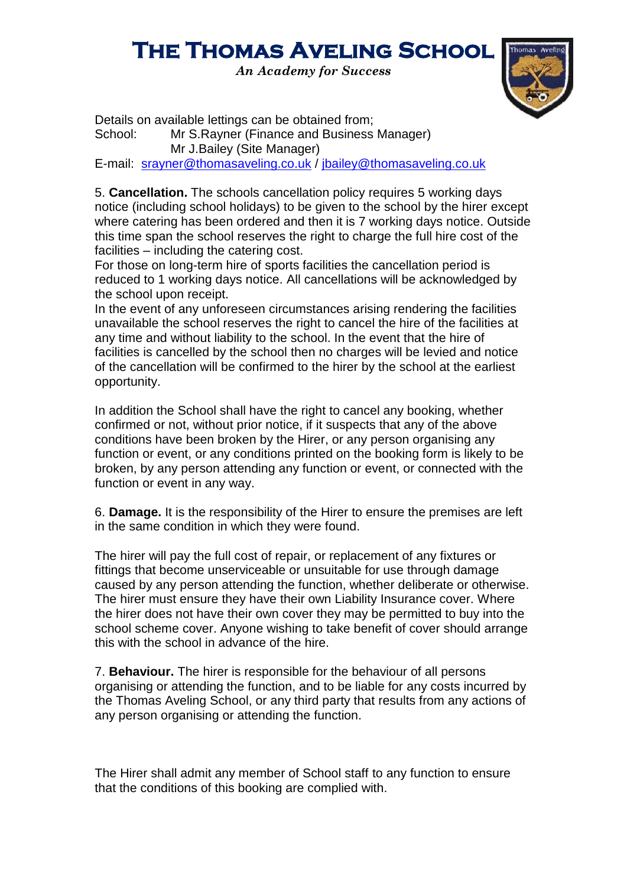Details on available lettings can be obtained from;

School: Mr S.Rayner (Finance and Business Manager)
Mr J.Bailey (Site Manager)

E-mail: srayner@thomasaveling.co.uk / jbailey@thomasaveling.co.uk

5. **Cancellation.** The schools cancellation policy requires 5 working days notice (including school holidays) to be given to the school by the hirer except where catering has been ordered and then it is 7 working days notice. Outside this time span the school reserves the right to charge the full hire cost of the facilities – including the catering cost.
For those on long-term hire of sports facilities the cancellation period is reduced to 1 working days notice. All cancellations will be acknowledged by the school upon receipt.
In the event of any unforeseen circumstances arising rendering the facilities unavailable the school reserves the right to cancel the hire of the facilities at any time and without liability to the school. In the event that the hire of facilities is cancelled by the school then no charges will be levied and notice of the cancellation will be confirmed to the hirer by the school at the earliest opportunity.

In addition the School shall have the right to cancel any booking, whether confirmed or not, without prior notice, if it suspects that any of the above conditions have been broken by the Hirer, or any person organising any function or event, or any conditions printed on the booking form is likely to be broken, by any person attending any function or event, or connected with the function or event in any way.

6. **Damage.** It is the responsibility of the Hirer to ensure the premises are left in the same condition in which they were found.

The hirer will pay the full cost of repair, or replacement of any fixtures or fittings that become unserviceable or unsuitable for use through damage caused by any person attending the function, whether deliberate or otherwise. The hirer must ensure they have their own Liability Insurance cover. Where the hirer does not have their own cover they may be permitted to buy into the school scheme cover. Anyone wishing to take benefit of cover should arrange this with the school in advance of the hire.

7. **Behaviour.** The hirer is responsible for the behaviour of all persons organising or attending the function, and to be liable for any costs incurred by the Thomas Aveling School, or any third party that results from any actions of any person organising or attending the function.

The Hirer shall admit any member of School staff to any function to ensure that the conditions of this booking are complied with.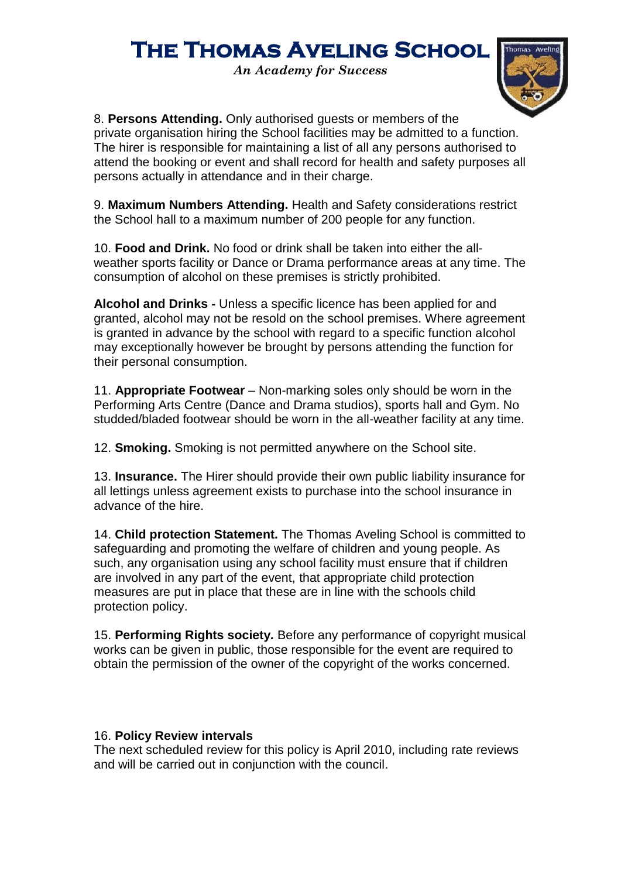8. **Persons Attending.** Only authorised guests or members of the private organisation hiring the School facilities may be admitted to a function. The hirer is responsible for maintaining a list of all any persons authorised to attend the booking or event and shall record for health and safety purposes all persons actually in attendance and in their charge.

9. **Maximum Numbers Attending.** Health and Safety considerations restrict the School hall to a maximum number of 200 people for any function.

10. **Food and Drink.** No food or drink shall be taken into either the all-weather sports facility or Dance or Drama performance areas at any time. The consumption of alcohol on these premises is strictly prohibited.

**Alcohol and Drinks -** Unless a specific licence has been applied for and granted, alcohol may not be resold on the school premises. Where agreement is granted in advance by the school with regard to a specific function alcohol may exceptionally however be brought by persons attending the function for their personal consumption.

11. **Appropriate Footwear** – Non-marking soles only should be worn in the Performing Arts Centre (Dance and Drama studios), sports hall and Gym. No studded/bladed footwear should be worn in the all-weather facility at any time.

12. **Smoking.** Smoking is not permitted anywhere on the School site.

13. **Insurance.** The Hirer should provide their own public liability insurance for all lettings unless agreement exists to purchase into the school insurance in advance of the hire.

14. **Child protection Statement.** The Thomas Aveling School is committed to safeguarding and promoting the welfare of children and young people. As such, any organisation using any school facility must ensure that if children are involved in any part of the event, that appropriate child protection measures are put in place that these are in line with the schools child protection policy.

15. **Performing Rights society.** Before any performance of copyright musical works can be given in public, those responsible for the event are required to obtain the permission of the owner of the copyright of the works concerned.

16. **Policy Review intervals**
The next scheduled review for this policy is April 2010, including rate reviews and will be carried out in conjunction with the council.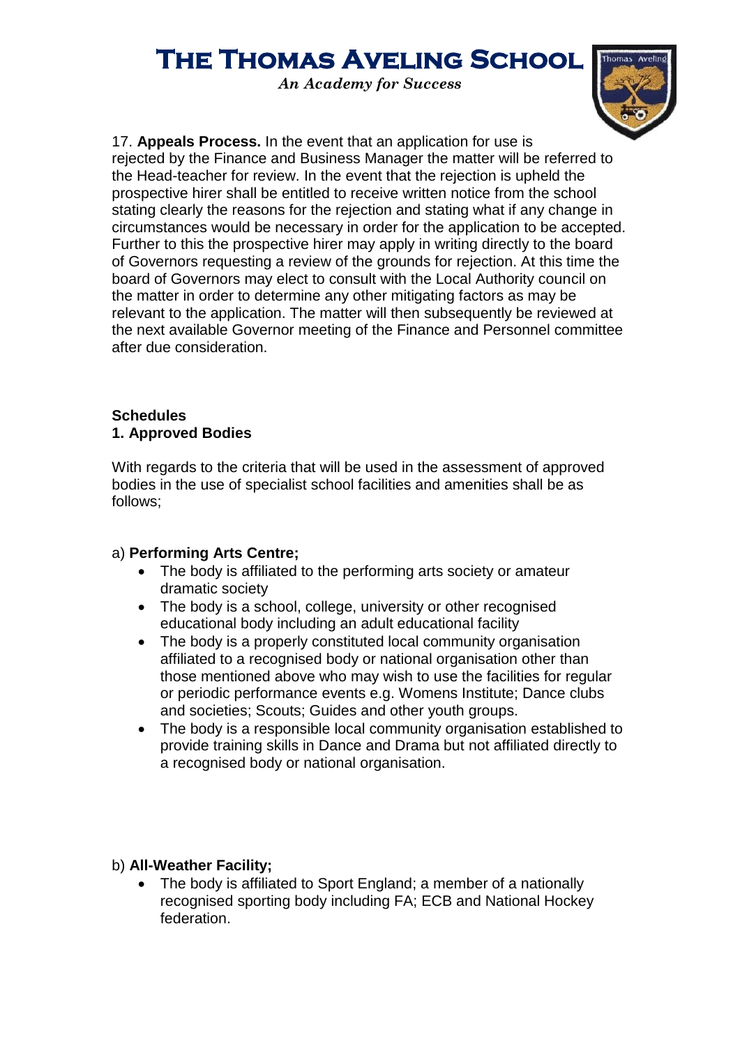17. **Appeals Process.** In the event that an application for use is rejected by the Finance and Business Manager the matter will be referred to the Head-teacher for review. In the event that the rejection is upheld the prospective hirer shall be entitled to receive written notice from the school stating clearly the reasons for the rejection and stating what if any change in circumstances would be necessary in order for the application to be accepted. Further to this the prospective hirer may apply in writing directly to the board of Governors requesting a review of the grounds for rejection. At this time the board of Governors may elect to consult with the Local Authority council on the matter in order to determine any other mitigating factors as may be relevant to the application. The matter will then subsequently be reviewed at the next available Governor meeting of the Finance and Personnel committee after due consideration.

**Schedules**

**1. Approved Bodies**

With regards to the criteria that will be used in the assessment of approved bodies in the use of specialist school facilities and amenities shall be as follows;

a) **Performing Arts Centre;**

- The body is affiliated to the performing arts society or amateur dramatic society
- The body is a school, college, university or other recognised educational body including an adult educational facility
- The body is a properly constituted local community organisation affiliated to a recognised body or national organisation other than those mentioned above who may wish to use the facilities for regular or periodic performance events e.g. Womens Institute; Dance clubs and societies; Scouts; Guides and other youth groups.
- The body is a responsible local community organisation established to provide training skills in Dance and Drama but not affiliated directly to a recognised body or national organisation.

b) **All-Weather Facility;**

- The body is affiliated to Sport England; a member of a nationally recognised sporting body including FA; ECB and National Hockey federation.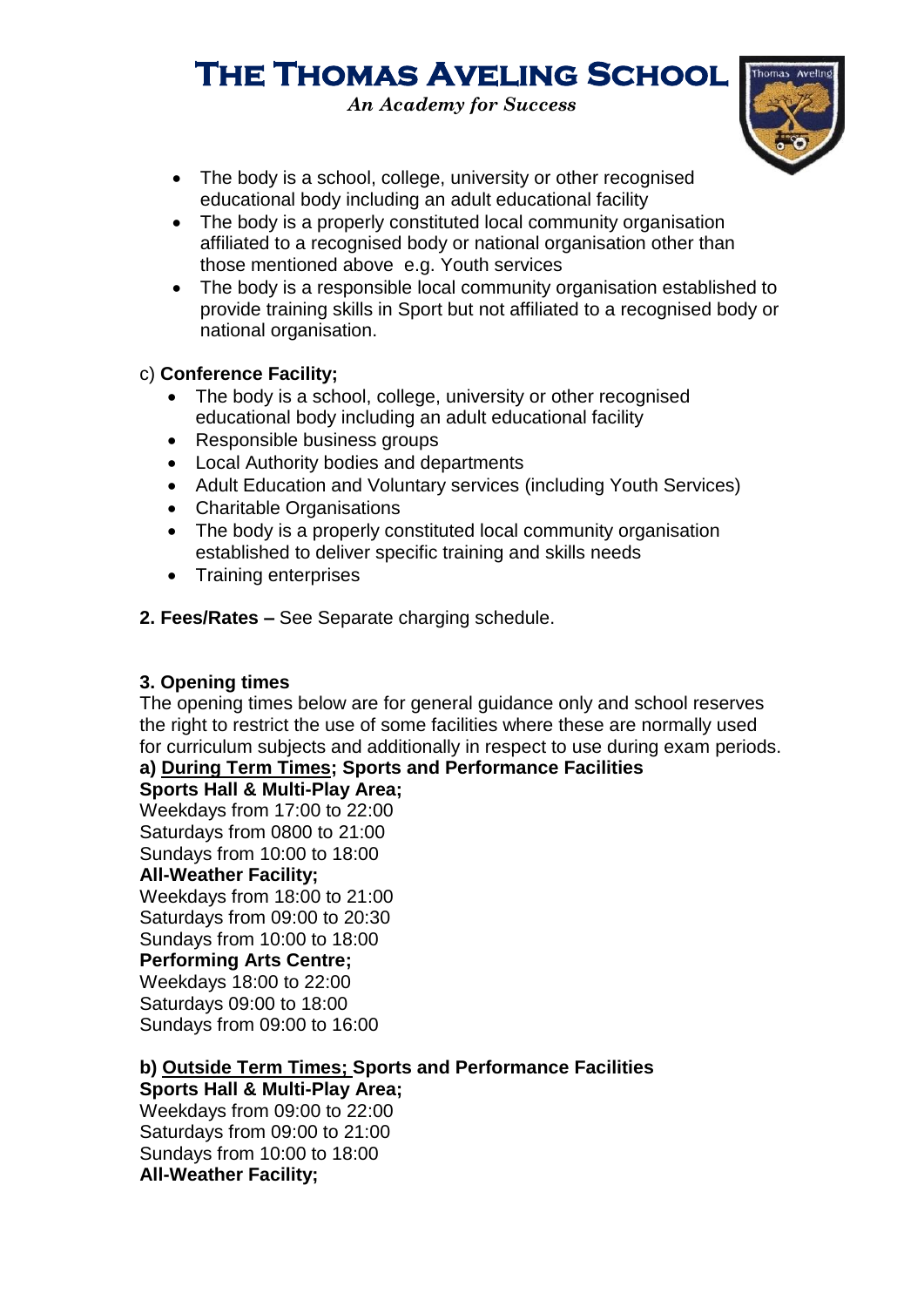- The body is a school, college, university or other recognised educational body including an adult educational facility
- The body is a properly constituted local community organisation affiliated to a recognised body or national organisation other than those mentioned above e.g. Youth services
- The body is a responsible local community organisation established to provide training skills in Sport but not affiliated to a recognised body or national organisation.

c) **Conference Facility;**

- The body is a school, college, university or other recognised educational body including an adult educational facility
- Responsible business groups
- Local Authority bodies and departments
- Adult Education and Voluntary services (including Youth Services)
- Charitable Organisations
- The body is a properly constituted local community organisation established to deliver specific training and skills needs
- Training enterprises

**2. Fees/Rates –** See Separate charging schedule.

**3. Opening times**

The opening times below are for general guidance only and school reserves the right to restrict the use of some facilities where these are normally used for curriculum subjects and additionally in respect to use during exam periods.

**a) <u>During Term Times</u>; Sports and Performance Facilities**

**Sports Hall & Multi-Play Area;**
Weekdays from 17:00 to 22:00
Saturdays from 0800 to 21:00
Sundays from 10:00 to 18:00

**All-Weather Facility;**
Weekdays from 18:00 to 21:00
Saturdays from 09:00 to 20:30
Sundays from 10:00 to 18:00

**Performing Arts Centre;**
Weekdays 18:00 to 22:00
Saturdays 09:00 to 18:00
Sundays from 09:00 to 16:00

**b) <u>Outside Term Times;</u> Sports and Performance Facilities**

**Sports Hall & Multi-Play Area;**
Weekdays from 09:00 to 22:00
Saturdays from 09:00 to 21:00
Sundays from 10:00 to 18:00

**All-Weather Facility;**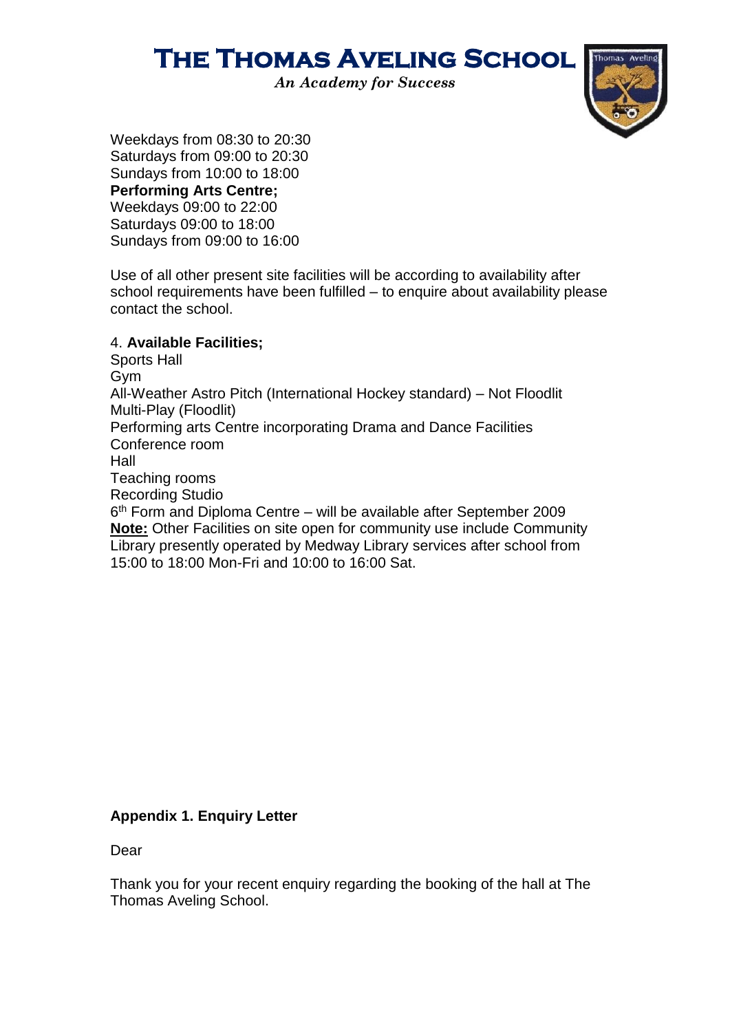Weekdays from 08:30 to 20:30
Saturdays from 09:00 to 20:30
Sundays from 10:00 to 18:00
**Performing Arts Centre;**
Weekdays 09:00 to 22:00
Saturdays 09:00 to 18:00
Sundays from 09:00 to 16:00

Use of all other present site facilities will be according to availability after school requirements have been fulfilled – to enquire about availability please contact the school.

4. **Available Facilities;**
Sports Hall
Gym
All-Weather Astro Pitch (International Hockey standard) – Not Floodlit
Multi-Play (Floodlit)
Performing arts Centre incorporating Drama and Dance Facilities
Conference room
Hall
Teaching rooms
Recording Studio
6th Form and Diploma Centre – will be available after September 2009
**Note:** Other Facilities on site open for community use include Community Library presently operated by Medway Library services after school from 15:00 to 18:00 Mon-Fri and 10:00 to 16:00 Sat.

**Appendix 1. Enquiry Letter**

Dear

Thank you for your recent enquiry regarding the booking of the hall at The Thomas Aveling School.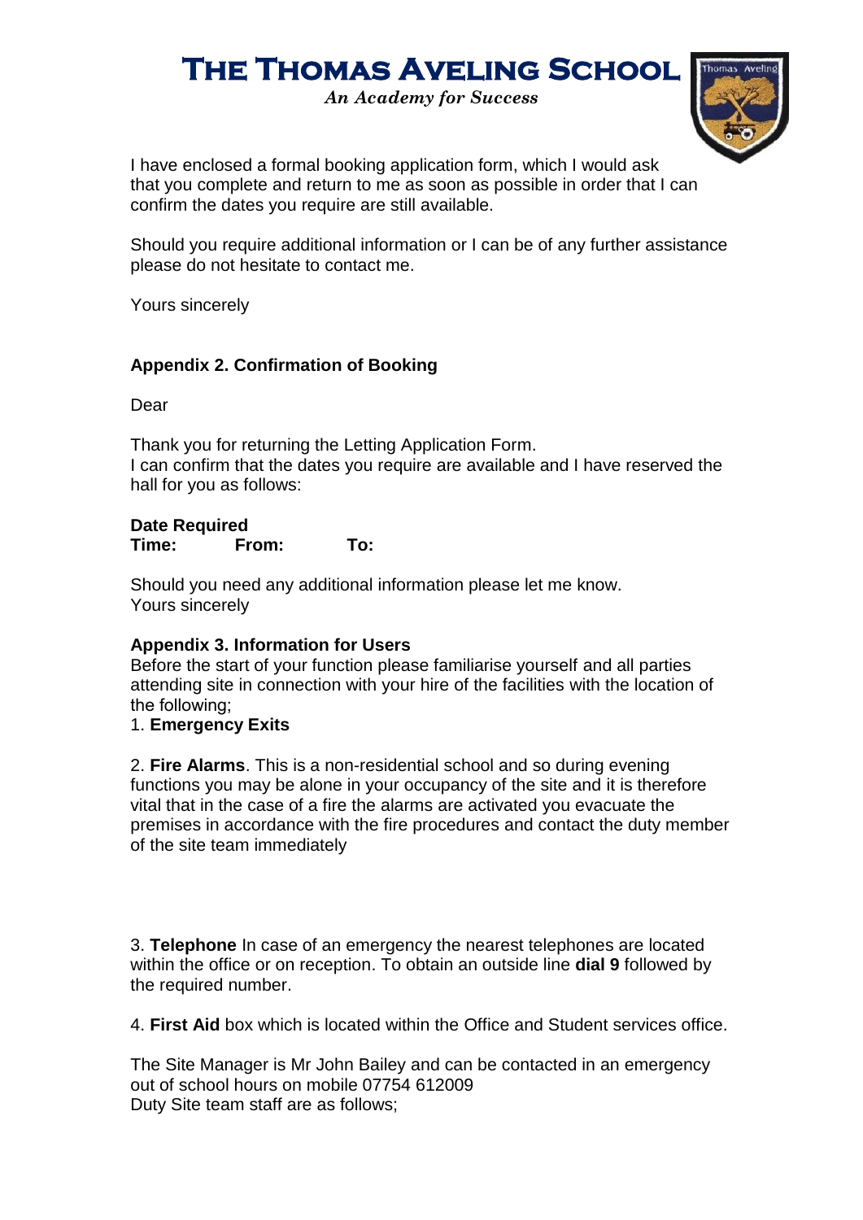I have enclosed a formal booking application form, which I would ask that you complete and return to me as soon as possible in order that I can confirm the dates you require are still available.

Should you require additional information or I can be of any further assistance please do not hesitate to contact me.

Yours sincerely

**Appendix 2. Confirmation of Booking**

Dear

Thank you for returning the Letting Application Form.
I can confirm that the dates you require are available and I have reserved the hall for you as follows:

**Date Required**
**Time: From: To:**

Should you need any additional information please let me know.
Yours sincerely

**Appendix 3. Information for Users**
Before the start of your function please familiarise yourself and all parties attending site in connection with your hire of the facilities with the location of the following;

1. **Emergency Exits**

2. **Fire Alarms**. This is a non-residential school and so during evening functions you may be alone in your occupancy of the site and it is therefore vital that in the case of a fire the alarms are activated you evacuate the premises in accordance with the fire procedures and contact the duty member of the site team immediately

3. **Telephone** In case of an emergency the nearest telephones are located within the office or on reception. To obtain an outside line **dial 9** followed by the required number.

4. **First Aid** box which is located within the Office and Student services office.

The Site Manager is Mr John Bailey and can be contacted in an emergency out of school hours on mobile 07754 612009
Duty Site team staff are as follows;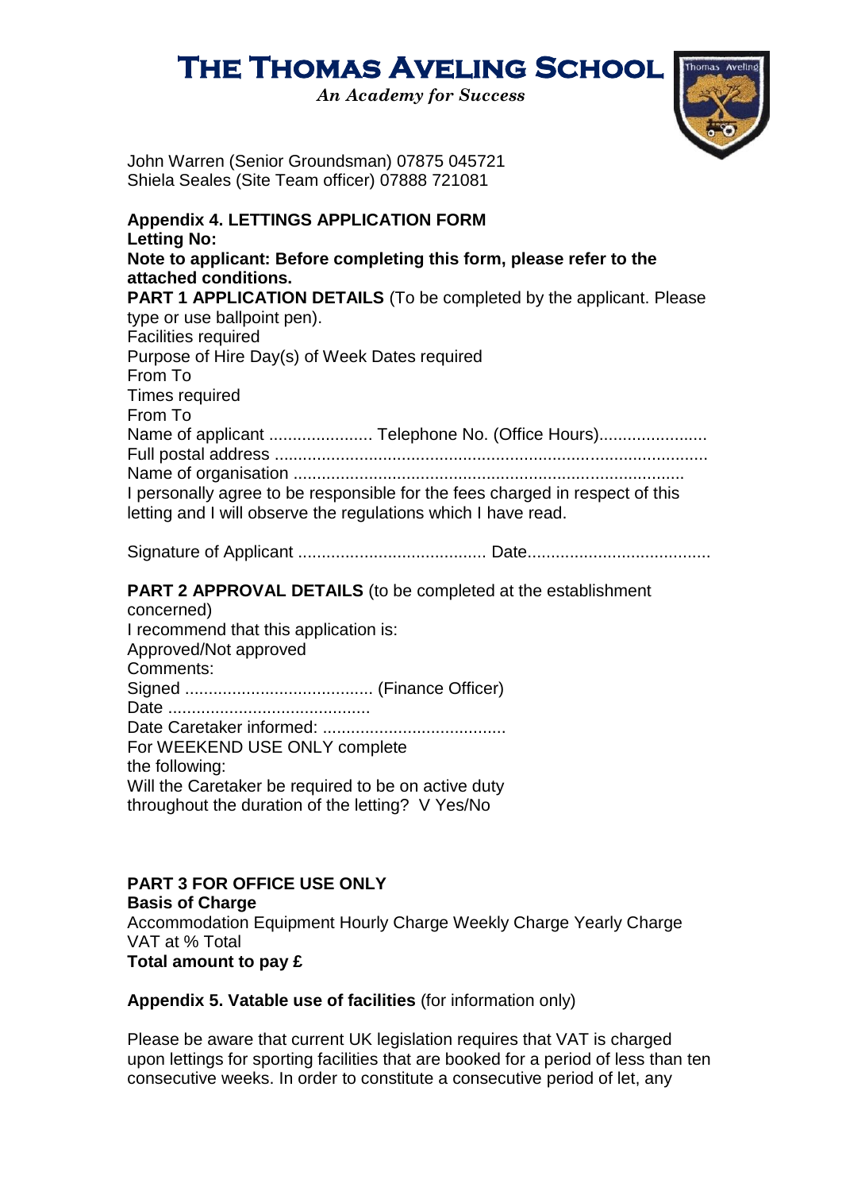# THE THOMAS AVELING SCHOOL

*An Academy for Success*

John Warren (Senior Groundsman) 07875 045721
Shiela Seales (Site Team officer) 07888 721081

**Appendix 4. LETTINGS APPLICATION FORM**
**Letting No:**
**Note to applicant: Before completing this form, please refer to the attached conditions.**
**PART 1 APPLICATION DETAILS** (To be completed by the applicant. Please type or use ballpoint pen).
Facilities required
Purpose of Hire Day(s) of Week Dates required
From To
Times required
From To
Name of applicant ...................... Telephone No. (Office Hours).......................
Full postal address ..........................................................................................
Name of organisation ...................................................................................
I personally agree to be responsible for the fees charged in respect of this letting and I will observe the regulations which I have read.

Signature of Applicant ........................................ Date.......................................

**PART 2 APPROVAL DETAILS** (to be completed at the establishment concerned)
I recommend that this application is:
Approved/Not approved
Comments:
Signed ........................................ (Finance Officer)
Date ...........................................
Date Caretaker informed: .......................................
For WEEKEND USE ONLY complete the following:
Will the Caretaker be required to be on active duty throughout the duration of the letting? V Yes/No

**PART 3 FOR OFFICE USE ONLY**
**Basis of Charge**
Accommodation Equipment Hourly Charge Weekly Charge Yearly Charge
VAT at % Total
**Total amount to pay £**

**Appendix 5. Vatable use of facilities** (for information only)

Please be aware that current UK legislation requires that VAT is charged upon lettings for sporting facilities that are booked for a period of less than ten consecutive weeks. In order to constitute a consecutive period of let, any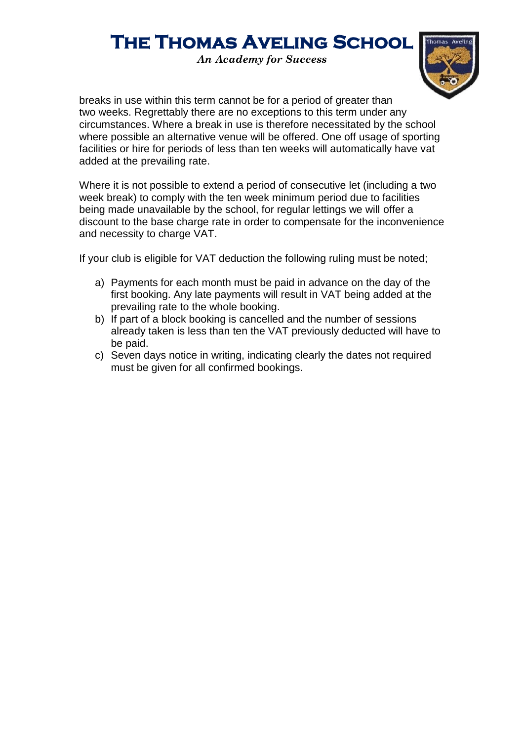breaks in use within this term cannot be for a period of greater than two weeks. Regrettably there are no exceptions to this term under any circumstances. Where a break in use is therefore necessitated by the school where possible an alternative venue will be offered. One off usage of sporting facilities or hire for periods of less than ten weeks will automatically have vat added at the prevailing rate.

Where it is not possible to extend a period of consecutive let (including a two week break) to comply with the ten week minimum period due to facilities being made unavailable by the school, for regular lettings we will offer a discount to the base charge rate in order to compensate for the inconvenience and necessity to charge VAT.

If your club is eligible for VAT deduction the following ruling must be noted;

a) Payments for each month must be paid in advance on the day of the first booking. Any late payments will result in VAT being added at the prevailing rate to the whole booking.
b) If part of a block booking is cancelled and the number of sessions already taken is less than ten the VAT previously deducted will have to be paid.
c) Seven days notice in writing, indicating clearly the dates not required must be given for all confirmed bookings.